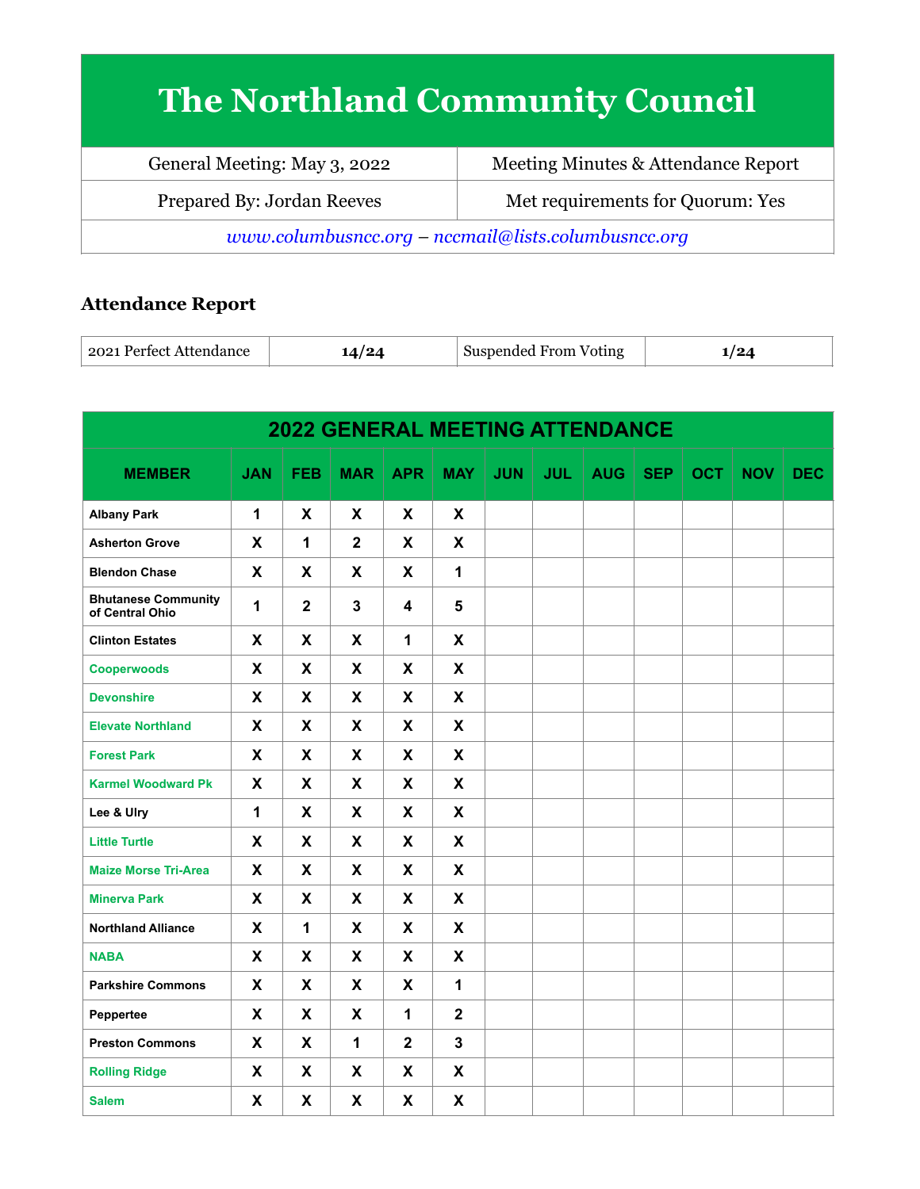# The Northland Community Council

| General Meeting: May 3, 2022 | Meeting Minutes & Attendance Report |
|---|---|
| Prepared By: Jordan Reeves | Met requirements for Quorum: Yes |

*www.columbusncc.org – nccmail@lists.columbusncc.org*

### Attendance Report

| 2021 Perfect Attendance | **14/24** | Suspended From Voting | **1/24** |
|---|---|---|---|

| 2022 GENERAL MEETING ATTENDANCE | | | | | | | | | | | | |
|---|---|---|---|---|---|---|---|---|---|---|---|---|
| **MEMBER** | **JAN** | **FEB** | **MAR** | **APR** | **MAY** | **JUN** | **JUL** | **AUG** | **SEP** | **OCT** | **NOV** | **DEC** |
| Albany Park | 1 | X | X | X | X | | | | | | | |
| Asherton Grove | X | 1 | 2 | X | X | | | | | | | |
| Blendon Chase | X | X | X | X | 1 | | | | | | | |
| Bhutanese Community of Central Ohio | 1 | 2 | 3 | 4 | 5 | | | | | | | |
| Clinton Estates | X | X | X | 1 | X | | | | | | | |
| Cooperwoods | X | X | X | X | X | | | | | | | |
| Devonshire | X | X | X | X | X | | | | | | | |
| Elevate Northland | X | X | X | X | X | | | | | | | |
| Forest Park | X | X | X | X | X | | | | | | | |
| Karmel Woodward Pk | X | X | X | X | X | | | | | | | |
| Lee & Ulry | 1 | X | X | X | X | | | | | | | |
| Little Turtle | X | X | X | X | X | | | | | | | |
| Maize Morse Tri-Area | X | X | X | X | X | | | | | | | |
| Minerva Park | X | X | X | X | X | | | | | | | |
| Northland Alliance | X | 1 | X | X | X | | | | | | | |
| NABA | X | X | X | X | X | | | | | | | |
| Parkshire Commons | X | X | X | X | 1 | | | | | | | |
| Peppertee | X | X | X | 1 | 2 | | | | | | | |
| Preston Commons | X | X | 1 | 2 | 3 | | | | | | | |
| Rolling Ridge | X | X | X | X | X | | | | | | | |
| Salem | X | X | X | X | X | | | | | | | |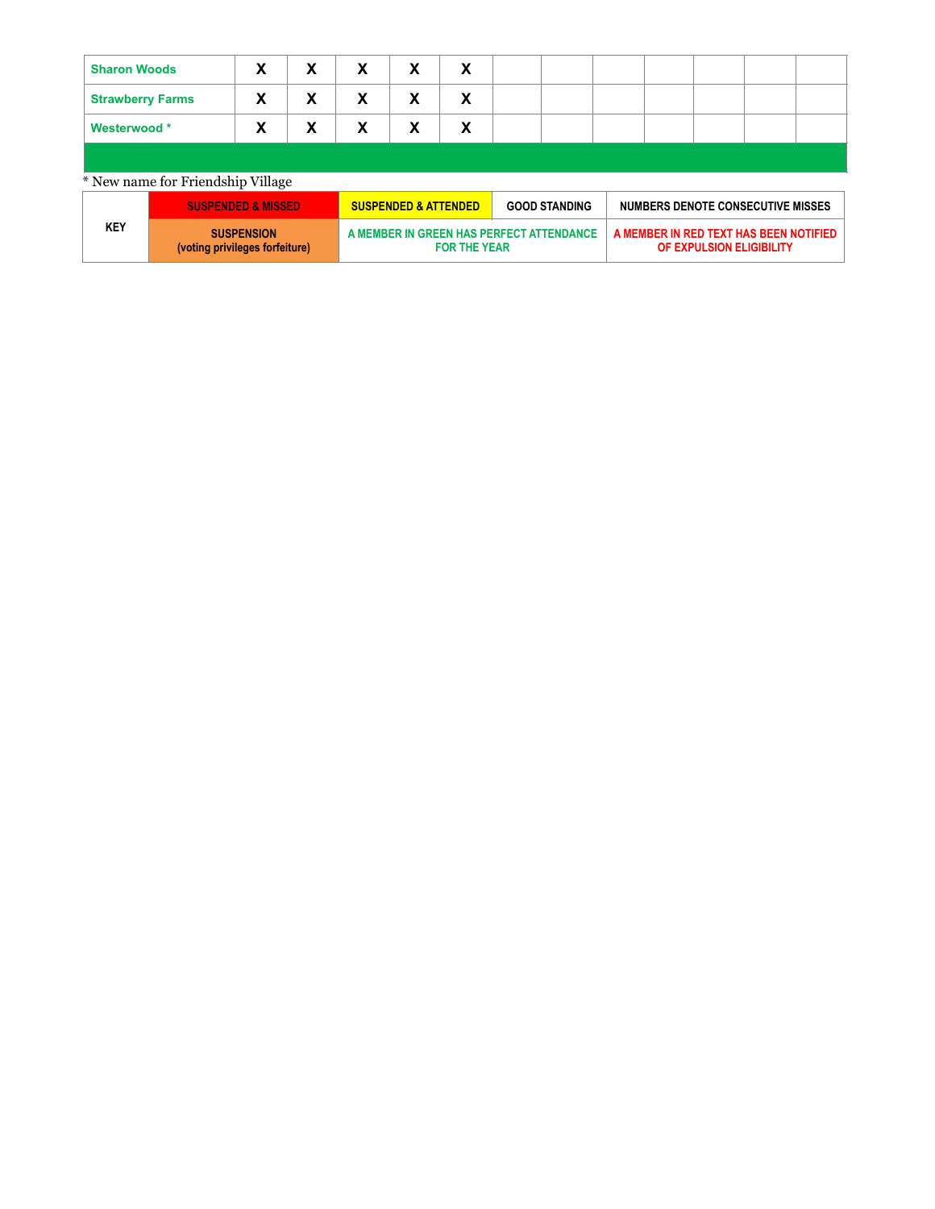| | | | | | | | | | | | | |
|---|---|---|---|---|---|---|---|---|---|---|---|---|
| Sharon Woods | X | X | X | X | X | | | | | | | |
| Strawberry Farms | X | X | X | X | X | | | | | | | |
| Westerwood * | X | X | X | X | X | | | | | | | |
| | | | | | | | | | | | | |

* New name for Friendship Village

| KEY | | | | |
|---|---|---|---|---|
| KEY | SUSPENDED & MISSED | SUSPENDED & ATTENDED | GOOD STANDING | NUMBERS DENOTE CONSECUTIVE MISSES |
| | SUSPENSION (voting privileges forfeiture) | A MEMBER IN GREEN HAS PERFECT ATTENDANCE FOR THE YEAR | | A MEMBER IN RED TEXT HAS BEEN NOTIFIED OF EXPULSION ELIGIBILITY |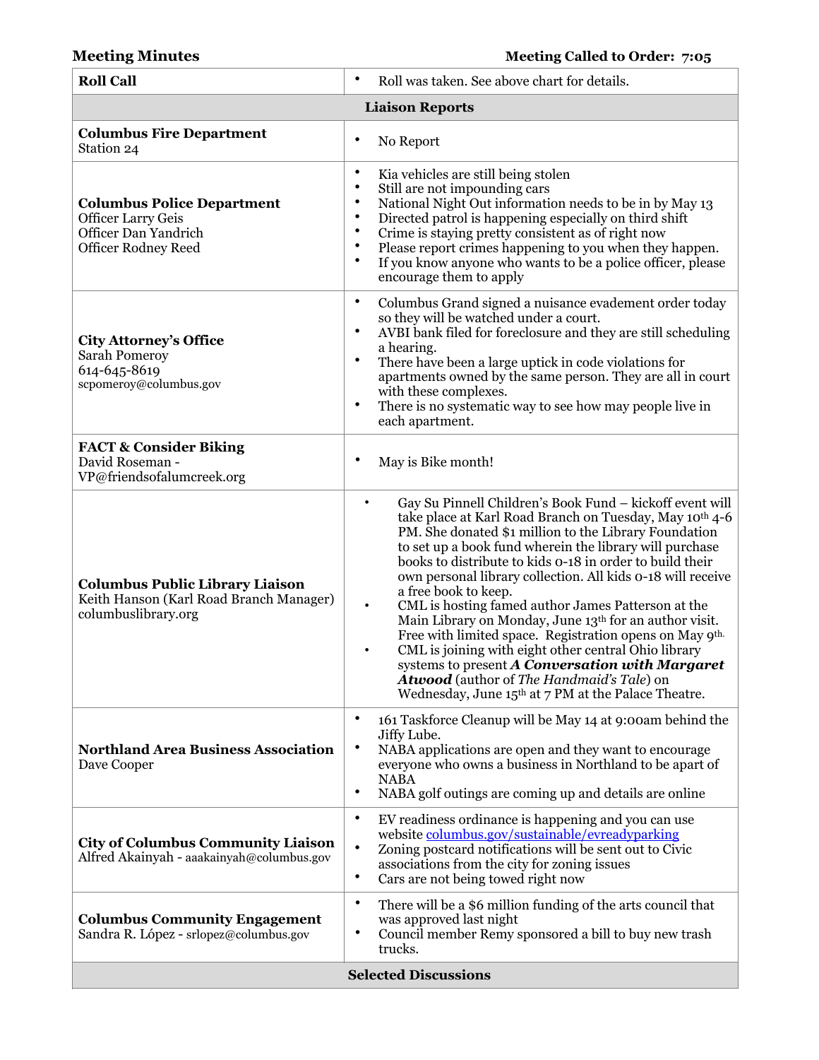**Meeting Minutes** **Meeting Called to Order: 7:05**

| | |
|---|---|
| **Roll Call** | • Roll was taken. See above chart for details. |
| **Liaison Reports** | |
| **Columbus Fire Department**<br>Station 24 | • No Report |
| **Columbus Police Department**<br>Officer Larry Geis<br>Officer Dan Yandrich<br>Officer Rodney Reed | • Kia vehicles are still being stolen<br>• Still are not impounding cars<br>• National Night Out information needs to be in by May 13<br>• Directed patrol is happening especially on third shift<br>• Crime is staying pretty consistent as of right now<br>• Please report crimes happening to you when they happen.<br>• If you know anyone who wants to be a police officer, please encourage them to apply |
| **City Attorney's Office**<br>Sarah Pomeroy<br>614-645-8619<br>scpomeroy@columbus.gov | • Columbus Grand signed a nuisance evadement order today so they will be watched under a court.<br>• AVBI bank filed for foreclosure and they are still scheduling a hearing.<br>• There have been a large uptick in code violations for apartments owned by the same person. They are all in court with these complexes.<br>• There is no systematic way to see how may people live in each apartment. |
| **FACT & Consider Biking**<br>David Roseman -<br>VP@friendsofalumcreek.org | • May is Bike month! |
| **Columbus Public Library Liaison**<br>Keith Hanson (Karl Road Branch Manager)<br>columbuslibrary.org | • Gay Su Pinnell Children's Book Fund – kickoff event will take place at Karl Road Branch on Tuesday, May 10th 4-6 PM. She donated $1 million to the Library Foundation to set up a book fund wherein the library will purchase books to distribute to kids 0-18 in order to build their own personal library collection. All kids 0-18 will receive a free book to keep.<br>• CML is hosting famed author James Patterson at the Main Library on Monday, June 13th for an author visit. Free with limited space. Registration opens on May 9th.<br>• CML is joining with eight other central Ohio library systems to present ***A Conversation with Margaret Atwood*** (author of *The Handmaid's Tale*) on Wednesday, June 15th at 7 PM at the Palace Theatre. |
| **Northland Area Business Association**<br>Dave Cooper | • 161 Taskforce Cleanup will be May 14 at 9:00am behind the Jiffy Lube.<br>• NABA applications are open and they want to encourage everyone who owns a business in Northland to be apart of NABA<br>• NABA golf outings are coming up and details are online |
| **City of Columbus Community Liaison**<br>Alfred Akainyah - aaakainyah@columbus.gov | • EV readiness ordinance is happening and you can use website columbus.gov/sustainable/evreadyparking<br>• Zoning postcard notifications will be sent out to Civic associations from the city for zoning issues<br>• Cars are not being towed right now |
| **Columbus Community Engagement**<br>Sandra R. López - srlopez@columbus.gov | • There will be a $6 million funding of the arts council that was approved last night<br>• Council member Remy sponsored a bill to buy new trash trucks. |
| **Selected Discussions** | |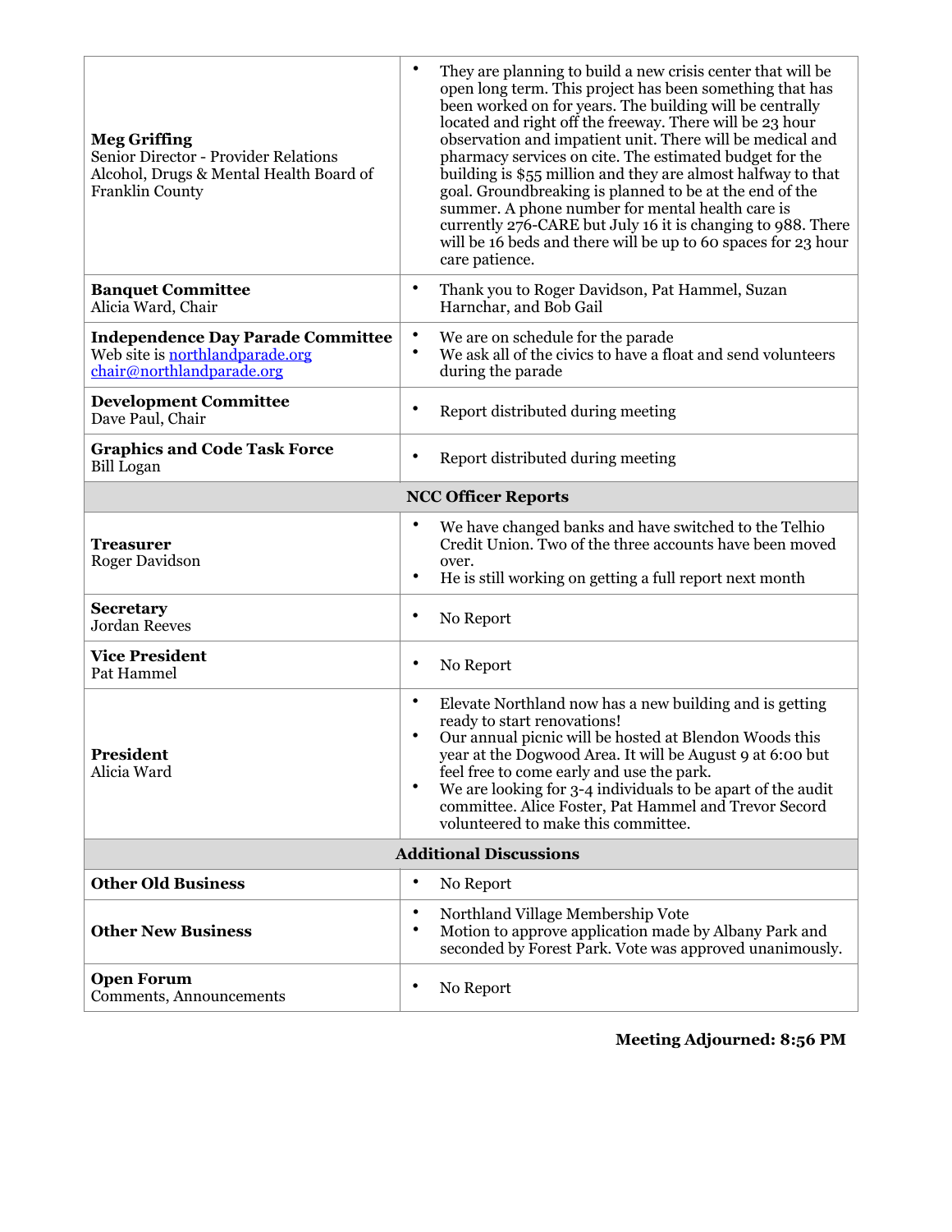| | |
|---|---|
| **Meg Griffing**<br>Senior Director - Provider Relations<br>Alcohol, Drugs & Mental Health Board of Franklin County | • They are planning to build a new crisis center that will be open long term. This project has been something that has been worked on for years. The building will be centrally located and right off the freeway. There will be 23 hour observation and impatient unit. There will be medical and pharmacy services on cite. The estimated budget for the building is $55 million and they are almost halfway to that goal. Groundbreaking is planned to be at the end of the summer. A phone number for mental health care is currently 276-CARE but July 16 it is changing to 988. There will be 16 beds and there will be up to 60 spaces for 23 hour care patience. |
| **Banquet Committee**<br>Alicia Ward, Chair | • Thank you to Roger Davidson, Pat Hammel, Suzan Harnchar, and Bob Gail |
| **Independence Day Parade Committee**<br>Web site is [northlandparade.org](northlandparade.org)<br>[chair@northlandparade.org](mailto:chair@northlandparade.org) | • We are on schedule for the parade<br>• We ask all of the civics to have a float and send volunteers during the parade |
| **Development Committee**<br>Dave Paul, Chair | • Report distributed during meeting |
| **Graphics and Code Task Force**<br>Bill Logan | • Report distributed during meeting |
| **NCC Officer Reports** | |
| **Treasurer**<br>Roger Davidson | • We have changed banks and have switched to the Telhio Credit Union. Two of the three accounts have been moved over.<br>• He is still working on getting a full report next month |
| **Secretary**<br>Jordan Reeves | • No Report |
| **Vice President**<br>Pat Hammel | • No Report |
| **President**<br>Alicia Ward | • Elevate Northland now has a new building and is getting ready to start renovations!<br>• Our annual picnic will be hosted at Blendon Woods this year at the Dogwood Area. It will be August 9 at 6:00 but feel free to come early and use the park.<br>• We are looking for 3-4 individuals to be apart of the audit committee. Alice Foster, Pat Hammel and Trevor Secord volunteered to make this committee. |
| **Additional Discussions** | |
| **Other Old Business** | • No Report |
| **Other New Business** | • Northland Village Membership Vote<br>• Motion to approve application made by Albany Park and seconded by Forest Park. Vote was approved unanimously. |
| **Open Forum**<br>Comments, Announcements | • No Report |

**Meeting Adjourned: 8:56 PM**